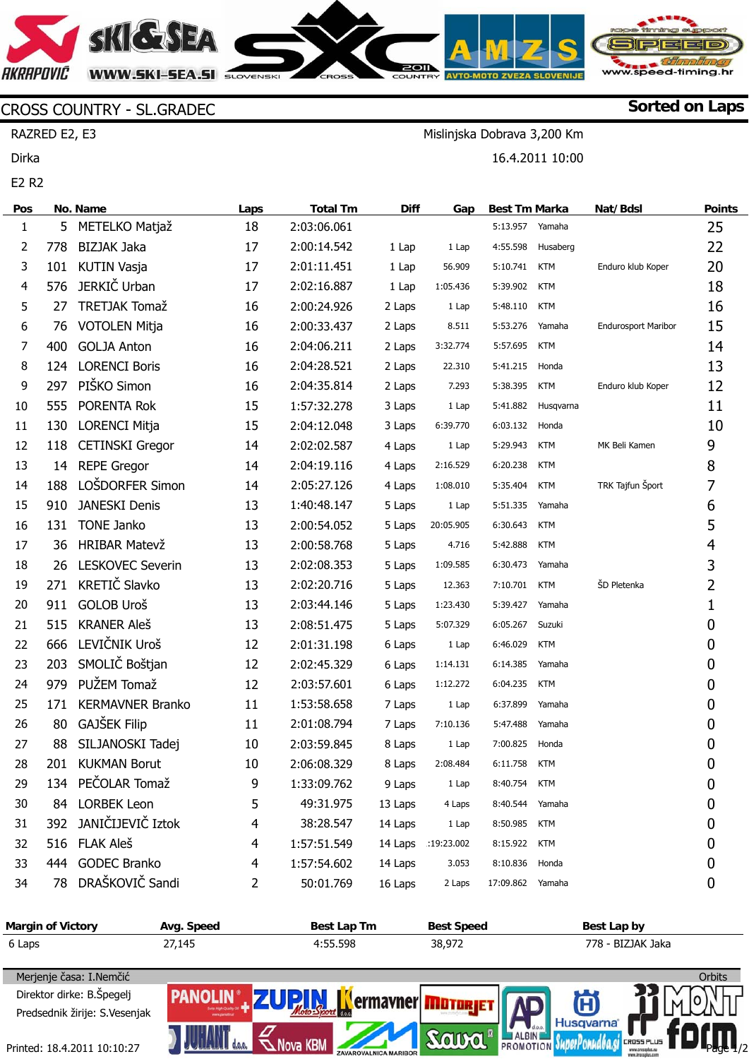# CROSS COUNTRY - SL.GRADEC

**Sorted on Laps**

RAZRED E2, E3

Mislinjska Dobrava 3,200 Km

Dirka

16.4.2011 10:00

E2 R2

| Pos | No. | Name | Laps | Total Tm | Diff | Gap | Best Tm | Marka | Nat/Bdsl | Points |
|---|---|---|---|---|---|---|---|---|---|---|
| 1 | 5 | METELKO Matjaž | 18 | 2:03:06.061 | | | 5:13.957 | Yamaha | | 25 |
| 2 | 778 | BIZJAK Jaka | 17 | 2:00:14.542 | 1 Lap | 1 Lap | 4:55.598 | Husaberg | | 22 |
| 3 | 101 | KUTIN Vasja | 17 | 2:01:11.451 | 1 Lap | 56.909 | 5:10.741 | KTM | Enduro klub Koper | 20 |
| 4 | 576 | JERKIČ Urban | 17 | 2:02:16.887 | 1 Lap | 1:05.436 | 5:39.902 | KTM | | 18 |
| 5 | 27 | TRETJAK Tomaž | 16 | 2:00:24.926 | 2 Laps | 1 Lap | 5:48.110 | KTM | | 16 |
| 6 | 76 | VOTOLEN Mitja | 16 | 2:00:33.437 | 2 Laps | 8.511 | 5:53.276 | Yamaha | Endurosport Maribor | 15 |
| 7 | 400 | GOLJA Anton | 16 | 2:04:06.211 | 2 Laps | 3:32.774 | 5:57.695 | KTM | | 14 |
| 8 | 124 | LORENCI Boris | 16 | 2:04:28.521 | 2 Laps | 22.310 | 5:41.215 | Honda | | 13 |
| 9 | 297 | PIŠKO Simon | 16 | 2:04:35.814 | 2 Laps | 7.293 | 5:38.395 | KTM | Enduro klub Koper | 12 |
| 10 | 555 | PORENTA Rok | 15 | 1:57:32.278 | 3 Laps | 1 Lap | 5:41.882 | Husqvarna | | 11 |
| 11 | 130 | LORENCI Mitja | 15 | 2:04:12.048 | 3 Laps | 6:39.770 | 6:03.132 | Honda | | 10 |
| 12 | 118 | CETINSKI Gregor | 14 | 2:02:02.587 | 4 Laps | 1 Lap | 5:29.943 | KTM | MK Beli Kamen | 9 |
| 13 | 14 | REPE Gregor | 14 | 2:04:19.116 | 4 Laps | 2:16.529 | 6:20.238 | KTM | | 8 |
| 14 | 188 | LOŠDORFER Simon | 14 | 2:05:27.126 | 4 Laps | 1:08.010 | 5:35.404 | KTM | TRK Tajfun Šport | 7 |
| 15 | 910 | JANESKI Denis | 13 | 1:40:48.147 | 5 Laps | 1 Lap | 5:51.335 | Yamaha | | 6 |
| 16 | 131 | TONE Janko | 13 | 2:00:54.052 | 5 Laps | 20:05.905 | 6:30.643 | KTM | | 5 |
| 17 | 36 | HRIBAR Matevž | 13 | 2:00:58.768 | 5 Laps | 4.716 | 5:42.888 | KTM | | 4 |
| 18 | 26 | LESKOVEC Severin | 13 | 2:02:08.353 | 5 Laps | 1:09.585 | 6:30.473 | Yamaha | | 3 |
| 19 | 271 | KRETIČ Slavko | 13 | 2:02:20.716 | 5 Laps | 12.363 | 7:10.701 | KTM | ŠD Pletenka | 2 |
| 20 | 911 | GOLOB Uroš | 13 | 2:03:44.146 | 5 Laps | 1:23.430 | 5:39.427 | Yamaha | | 1 |
| 21 | 515 | KRANER Aleš | 13 | 2:08:51.475 | 5 Laps | 5:07.329 | 6:05.267 | Suzuki | | 0 |
| 22 | 666 | LEVIČNIK Uroš | 12 | 2:01:31.198 | 6 Laps | 1 Lap | 6:46.029 | KTM | | 0 |
| 23 | 203 | SMOLIČ Boštjan | 12 | 2:02:45.329 | 6 Laps | 1:14.131 | 6:14.385 | Yamaha | | 0 |
| 24 | 979 | PUŽEM Tomaž | 12 | 2:03:57.601 | 6 Laps | 1:12.272 | 6:04.235 | KTM | | 0 |
| 25 | 171 | KERMAVNER Branko | 11 | 1:53:58.658 | 7 Laps | 1 Lap | 6:37.899 | Yamaha | | 0 |
| 26 | 80 | GAJŠEK Filip | 11 | 2:01:08.794 | 7 Laps | 7:10.136 | 5:47.488 | Yamaha | | 0 |
| 27 | 88 | SILJANOSKI Tadej | 10 | 2:03:59.845 | 8 Laps | 1 Lap | 7:00.825 | Honda | | 0 |
| 28 | 201 | KUKMAN Borut | 10 | 2:06:08.329 | 8 Laps | 2:08.484 | 6:11.758 | KTM | | 0 |
| 29 | 134 | PEČOLAR Tomaž | 9 | 1:33:09.762 | 9 Laps | 1 Lap | 8:40.754 | KTM | | 0 |
| 30 | 84 | LORBEK Leon | 5 | 49:31.975 | 13 Laps | 4 Laps | 8:40.544 | Yamaha | | 0 |
| 31 | 392 | JANIČIJEVIČ Iztok | 4 | 38:28.547 | 14 Laps | 1 Lap | 8:50.985 | KTM | | 0 |
| 32 | 516 | FLAK Aleš | 4 | 1:57:51.549 | 14 Laps | :19:23.002 | 8:15.922 | KTM | | 0 |
| 33 | 444 | GODEC Branko | 4 | 1:57:54.602 | 14 Laps | 3.053 | 8:10.836 | Honda | | 0 |
| 34 | 78 | DRAŠKOVIČ Sandi | 2 | 50:01.769 | 16 Laps | 2 Laps | 17:09.862 | Yamaha | | 0 |

| Margin of Victory | Avg. Speed | Best Lap Tm | Best Speed | Best Lap by |
|---|---|---|---|---|
| 6 Laps | 27,145 | 4:55.598 | 38,972 | 778 - BIZJAK Jaka |

Merjenje časa: I.Nemčić

Direktor dirke: B.Špegelj

Predsednik žirije: S.Vesenjak

Orbits

Printed: 18.4.2011 10:10:27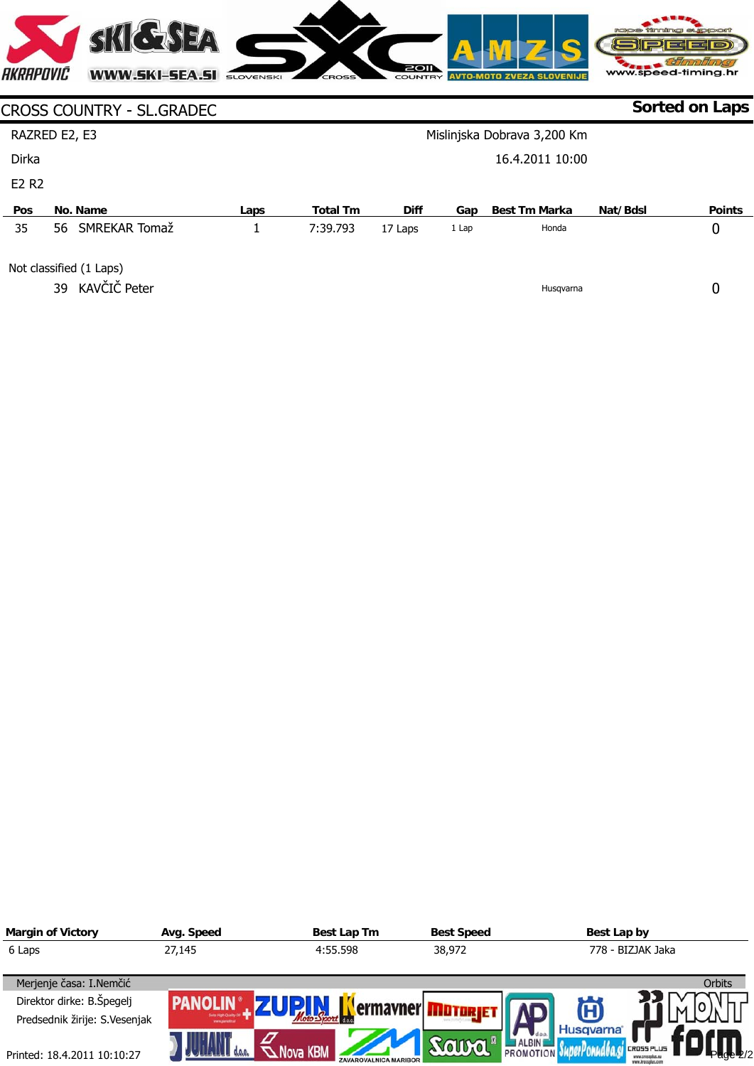CROSS COUNTRY - SL.GRADEC **Sorted on Laps**

RAZRED E2, E3 Mislinjska Dobrava 3,200 Km

Dirka 16.4.2011 10:00

E2 R2

| Pos | No. | Name | Laps | Total Tm | Diff | Gap | Best Tm | Marka | Nat/Bdsl | Points |
|---|---|---|---|---|---|---|---|---|---|---|
| 35 | 56 | SMREKAR Tomaž | 1 | 7:39.793 | 17 Laps | 1 Lap | | Honda | | 0 |

Not classified (1 Laps)

| Pos | No. | Name | Laps | Total Tm | Diff | Gap | Best Tm | Marka | Nat/Bdsl | Points |
|---|---|---|---|---|---|---|---|---|---|---|
| | 39 | KAVČIČ Peter | | | | | | Husqvarna | | 0 |

| Margin of Victory | Avg. Speed | Best Lap Tm | Best Speed | Best Lap by |
|---|---|---|---|---|
| 6 Laps | 27,145 | 4:55.598 | 38,972 | 778 - BIZJAK Jaka |

Merjenje časa: I.Nemčić

Orbits

Direktor dirke: B.Špegelj

Predsednik žirije: S.Vesenjak

Printed: 18.4.2011 10:10:27